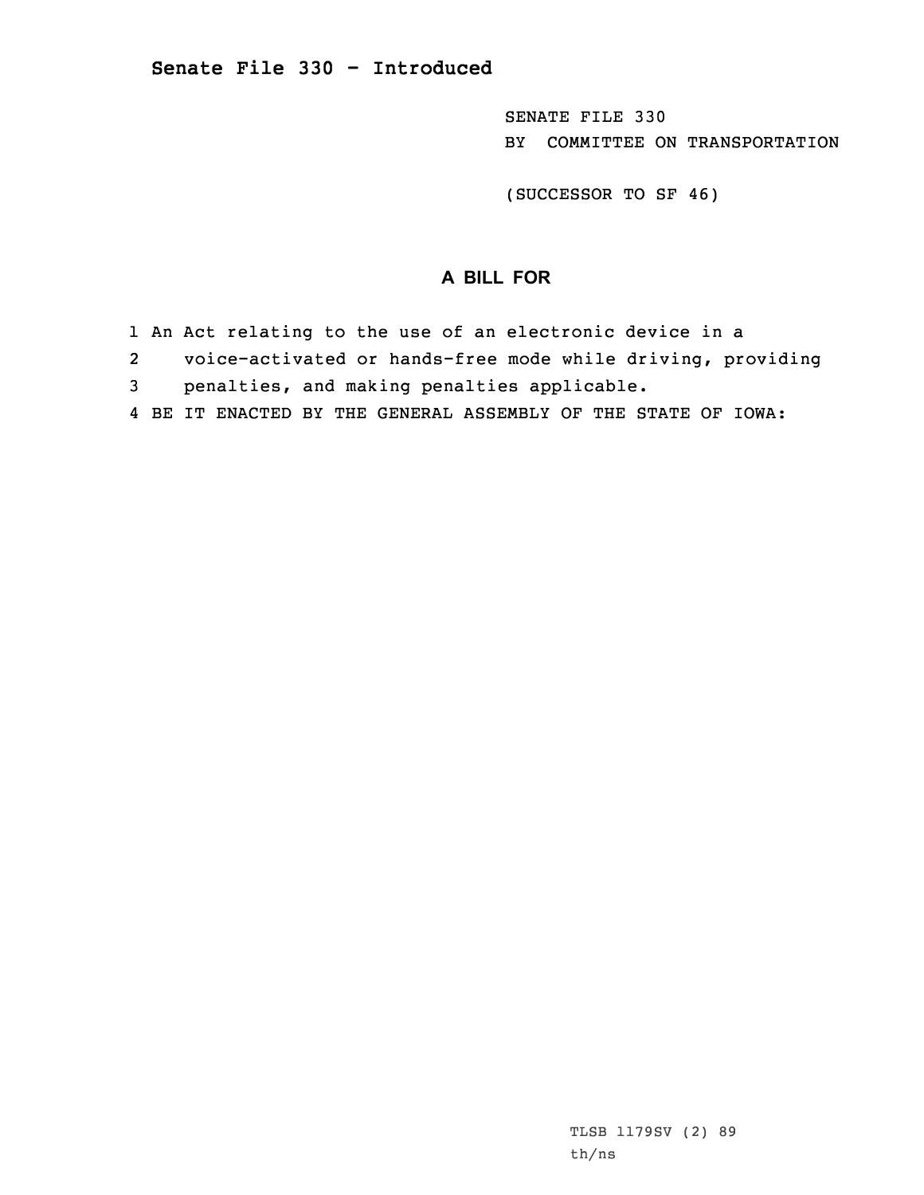**Senate File 330 - Introduced**

SENATE FILE 330
BY COMMITTEE ON TRANSPORTATION

(SUCCESSOR TO SF 46)

## A BILL FOR

1 An Act relating to the use of an electronic device in a
2 voice-activated or hands-free mode while driving, providing
3 penalties, and making penalties applicable.
4 BE IT ENACTED BY THE GENERAL ASSEMBLY OF THE STATE OF IOWA:

TLSB 1179SV (2) 89
th/ns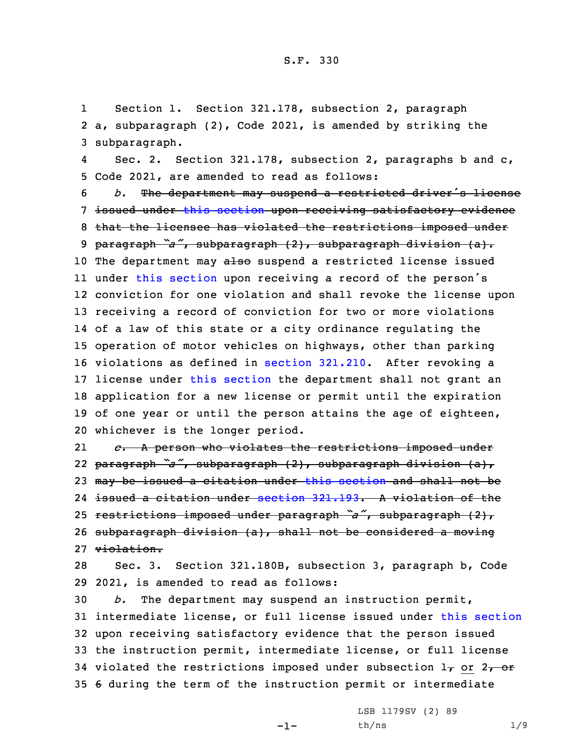Section 1. Section 321.178, subsection 2, paragraph a, subparagraph (2), Code 2021, is amended by striking the subparagraph.

Sec. 2. Section 321.178, subsection 2, paragraphs b and c, Code 2021, are amended to read as follows:

*b.* ~~The department may suspend a restricted driver's license issued under this section upon receiving satisfactory evidence that the licensee has violated the restrictions imposed under paragraph "a", subparagraph (2), subparagraph division (a).~~ The department may ~~also~~ suspend a restricted license issued under this section upon receiving a record of the person's conviction for one violation and shall revoke the license upon receiving a record of conviction for two or more violations of a law of this state or a city ordinance regulating the operation of motor vehicles on highways, other than parking violations as defined in section 321.210. After revoking a license under this section the department shall not grant an application for a new license or permit until the expiration of one year or until the person attains the age of eighteen, whichever is the longer period.

~~*c.* A person who violates the restrictions imposed under paragraph "a", subparagraph (2), subparagraph division (a), may be issued a citation under this section and shall not be issued a citation under section 321.193. A violation of the restrictions imposed under paragraph "a", subparagraph (2), subparagraph division (a), shall not be considered a moving violation.~~

Sec. 3. Section 321.180B, subsection 3, paragraph b, Code 2021, is amended to read as follows:

*b.* The department may suspend an instruction permit, intermediate license, or full license issued under this section upon receiving satisfactory evidence that the person issued the instruction permit, intermediate license, or full license violated the restrictions imposed under subsection 1~~,~~ or 2~~, or 6~~ during the term of the instruction permit or intermediate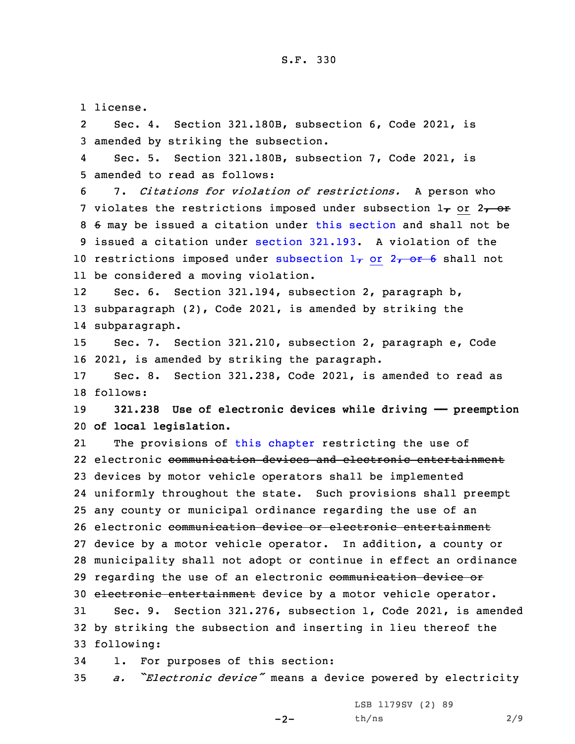license.

Sec. 4. Section 321.180B, subsection 6, Code 2021, is amended by striking the subsection.

Sec. 5. Section 321.180B, subsection 7, Code 2021, is amended to read as follows:

7. *Citations for violation of restrictions.* A person who violates the restrictions imposed under subsection 1~~,~~ or 2~~, or 6~~ may be issued a citation under this section and shall not be issued a citation under section 321.193. A violation of the restrictions imposed under subsection 1~~,~~ or 2~~, or 6~~ shall not be considered a moving violation.

Sec. 6. Section 321.194, subsection 2, paragraph b, subparagraph (2), Code 2021, is amended by striking the subparagraph.

Sec. 7. Section 321.210, subsection 2, paragraph e, Code 2021, is amended by striking the paragraph.

Sec. 8. Section 321.238, Code 2021, is amended to read as follows:

**321.238 Use of electronic devices while driving —— preemption of local legislation.**

The provisions of this chapter restricting the use of electronic ~~communication devices and electronic entertainment~~ devices by motor vehicle operators shall be implemented uniformly throughout the state. Such provisions shall preempt any county or municipal ordinance regarding the use of an electronic ~~communication device or electronic entertainment~~ device by a motor vehicle operator. In addition, a county or municipality shall not adopt or continue in effect an ordinance regarding the use of an electronic ~~communication device or electronic entertainment~~ device by a motor vehicle operator.

Sec. 9. Section 321.276, subsection 1, Code 2021, is amended by striking the subsection and inserting in lieu thereof the following:

1. For purposes of this section:

*a. "Electronic device"* means a device powered by electricity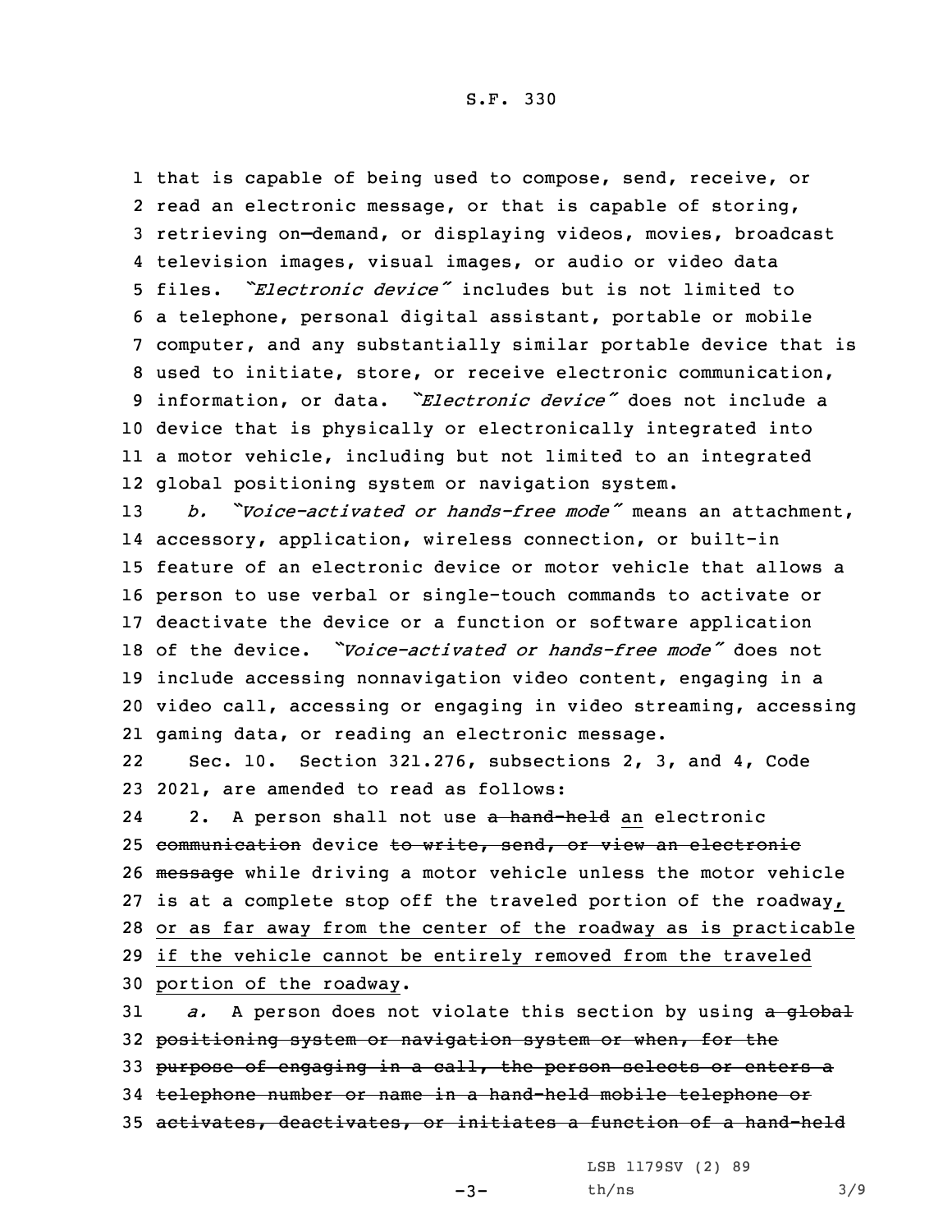that is capable of being used to compose, send, receive, or read an electronic message, or that is capable of storing, retrieving on-demand, or displaying videos, movies, broadcast television images, visual images, or audio or video data files. *"Electronic device"* includes but is not limited to a telephone, personal digital assistant, portable or mobile computer, and any substantially similar portable device that is used to initiate, store, or receive electronic communication, information, or data. *"Electronic device"* does not include a device that is physically or electronically integrated into a motor vehicle, including but not limited to an integrated global positioning system or navigation system.

*b. "Voice-activated or hands-free mode"* means an attachment, accessory, application, wireless connection, or built-in feature of an electronic device or motor vehicle that allows a person to use verbal or single-touch commands to activate or deactivate the device or a function or software application of the device. *"Voice-activated or hands-free mode"* does not include accessing nonnavigation video content, engaging in a video call, accessing or engaging in video streaming, accessing gaming data, or reading an electronic message.

Sec. 10. Section 321.276, subsections 2, 3, and 4, Code 2021, are amended to read as follows:

2. A person shall not use ~~a hand-held~~ an electronic ~~communication~~ device ~~to write, send, or view an electronic message~~ while driving a motor vehicle unless the motor vehicle is at a complete stop off the traveled portion of the roadway, or as far away from the center of the roadway as is practicable if the vehicle cannot be entirely removed from the traveled portion of the roadway.

*a.* A person does not violate this section by using ~~a global positioning system or navigation system or when, for the purpose of engaging in a call, the person selects or enters a telephone number or name in a hand-held mobile telephone or activates, deactivates, or initiates a function of a hand-held~~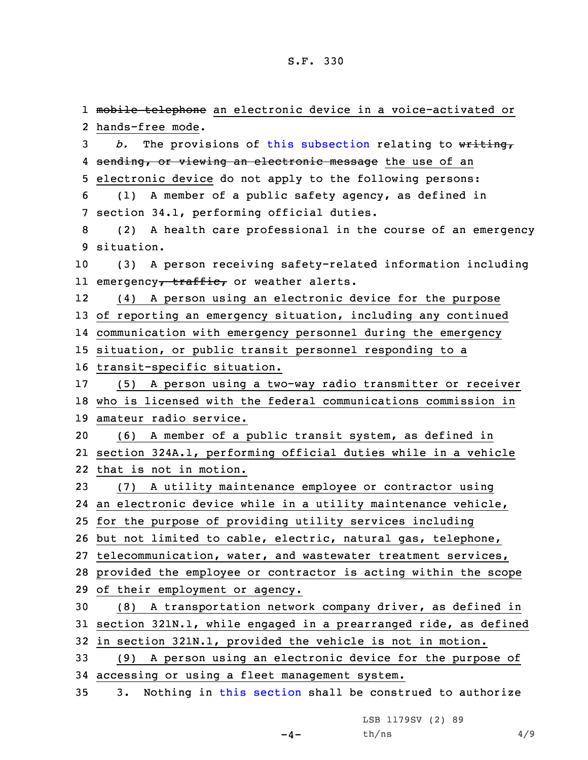mobile telephone an electronic device in a voice-activated or hands-free mode.

*b.* The provisions of this subsection relating to writing, sending, or viewing an electronic message the use of an electronic device do not apply to the following persons:

(1) A member of a public safety agency, as defined in section 34.1, performing official duties.

(2) A health care professional in the course of an emergency situation.

(3) A person receiving safety-related information including emergency, traffic, or weather alerts.

(4) A person using an electronic device for the purpose of reporting an emergency situation, including any continued communication with emergency personnel during the emergency situation, or public transit personnel responding to a transit-specific situation.

(5) A person using a two-way radio transmitter or receiver who is licensed with the federal communications commission in amateur radio service.

(6) A member of a public transit system, as defined in section 324A.1, performing official duties while in a vehicle that is not in motion.

(7) A utility maintenance employee or contractor using an electronic device while in a utility maintenance vehicle, for the purpose of providing utility services including but not limited to cable, electric, natural gas, telephone, telecommunication, water, and wastewater treatment services, provided the employee or contractor is acting within the scope of their employment or agency.

(8) A transportation network company driver, as defined in section 321N.1, while engaged in a prearranged ride, as defined in section 321N.1, provided the vehicle is not in motion.

(9) A person using an electronic device for the purpose of accessing or using a fleet management system.

3. Nothing in this section shall be construed to authorize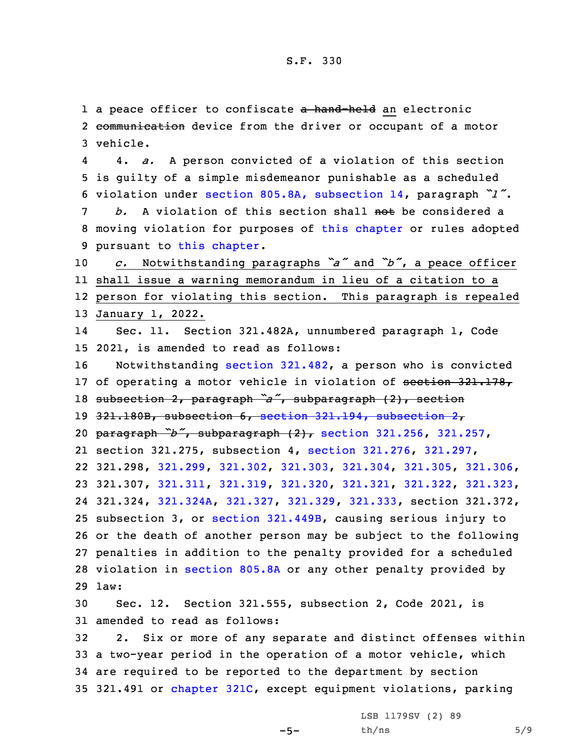a peace officer to confiscate ~~a hand-held~~ an electronic ~~communication~~ device from the driver or occupant of a motor vehicle.

4. *a.* A person convicted of a violation of this section is guilty of a simple misdemeanor punishable as a scheduled violation under section 805.8A, subsection 14, paragraph *"l"*.

*b.* A violation of this section shall ~~not~~ be considered a moving violation for purposes of this chapter or rules adopted pursuant to this chapter.

*c.* Notwithstanding paragraphs *"a"* and *"b"*, a peace officer shall issue a warning memorandum in lieu of a citation to a person for violating this section. This paragraph is repealed January 1, 2022.

Sec. 11. Section 321.482A, unnumbered paragraph 1, Code 2021, is amended to read as follows:

Notwithstanding section 321.482, a person who is convicted of operating a motor vehicle in violation of ~~section 321.178, subsection 2, paragraph *"a"*, subparagraph (2), section 321.180B, subsection 6, section 321.194, subsection 2, paragraph *"b"*, subparagraph (2),~~ section 321.256, 321.257, section 321.275, subsection 4, section 321.276, 321.297, 321.298, 321.299, 321.302, 321.303, 321.304, 321.305, 321.306, 321.307, 321.311, 321.319, 321.320, 321.321, 321.322, 321.323, 321.324, 321.324A, 321.327, 321.329, 321.333, section 321.372, subsection 3, or section 321.449B, causing serious injury to or the death of another person may be subject to the following penalties in addition to the penalty provided for a scheduled violation in section 805.8A or any other penalty provided by law:

Sec. 12. Section 321.555, subsection 2, Code 2021, is amended to read as follows:

2. Six or more of any separate and distinct offenses within a two-year period in the operation of a motor vehicle, which are required to be reported to the department by section 321.491 or chapter 321C, except equipment violations, parking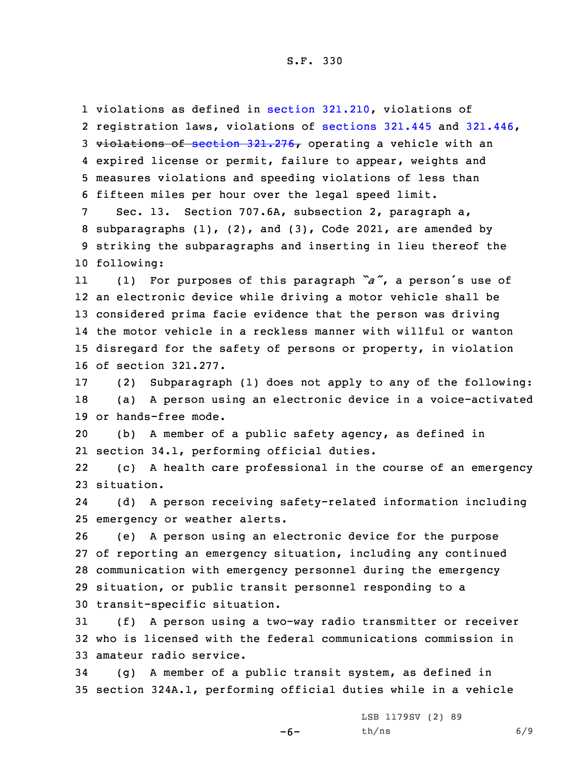1 violations as defined in section 321.210, violations of
2 registration laws, violations of sections 321.445 and 321.446,
3 ~~violations of section 321.276,~~ operating a vehicle with an
4 expired license or permit, failure to appear, weights and
5 measures violations and speeding violations of less than
6 fifteen miles per hour over the legal speed limit.

7 Sec. 13. Section 707.6A, subsection 2, paragraph a,
8 subparagraphs (1), (2), and (3), Code 2021, are amended by
9 striking the subparagraphs and inserting in lieu thereof the
10 following:

11 (1) For purposes of this paragraph *"a"*, a person's use of
12 an electronic device while driving a motor vehicle shall be
13 considered prima facie evidence that the person was driving
14 the motor vehicle in a reckless manner with willful or wanton
15 disregard for the safety of persons or property, in violation
16 of section 321.277.

17 (2) Subparagraph (1) does not apply to any of the following:

18 (a) A person using an electronic device in a voice-activated
19 or hands-free mode.

20 (b) A member of a public safety agency, as defined in
21 section 34.1, performing official duties.

22 (c) A health care professional in the course of an emergency
23 situation.

24 (d) A person receiving safety-related information including
25 emergency or weather alerts.

26 (e) A person using an electronic device for the purpose
27 of reporting an emergency situation, including any continued
28 communication with emergency personnel during the emergency
29 situation, or public transit personnel responding to a
30 transit-specific situation.

31 (f) A person using a two-way radio transmitter or receiver
32 who is licensed with the federal communications commission in
33 amateur radio service.

34 (g) A member of a public transit system, as defined in
35 section 324A.1, performing official duties while in a vehicle

LSB 1179SV (2) 89
th/ns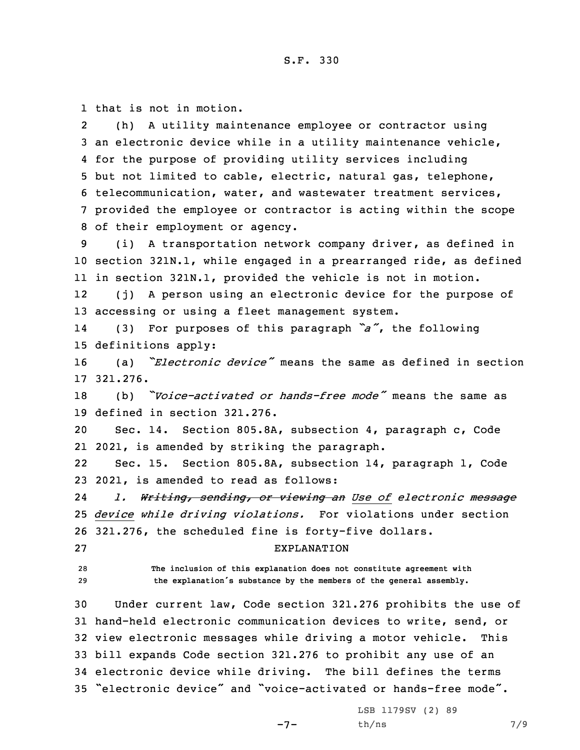that is not in motion.

(h) A utility maintenance employee or contractor using an electronic device while in a utility maintenance vehicle, for the purpose of providing utility services including but not limited to cable, electric, natural gas, telephone, telecommunication, water, and wastewater treatment services, provided the employee or contractor is acting within the scope of their employment or agency.

(i) A transportation network company driver, as defined in section 321N.1, while engaged in a prearranged ride, as defined in section 321N.1, provided the vehicle is not in motion.

(j) A person using an electronic device for the purpose of accessing or using a fleet management system.

(3) For purposes of this paragraph *"a"*, the following definitions apply:

(a) *"Electronic device"* means the same as defined in section 321.276.

(b) *"Voice-activated or hands-free mode"* means the same as defined in section 321.276.

Sec. 14. Section 805.8A, subsection 4, paragraph c, Code 2021, is amended by striking the paragraph.

Sec. 15. Section 805.8A, subsection 14, paragraph l, Code 2021, is amended to read as follows:

*l.* ~~*Writing, sending, or viewing an*~~ *Use of electronic* ~~*message*~~ *device while driving violations.* For violations under section 321.276, the scheduled fine is forty-five dollars.

EXPLANATION

The inclusion of this explanation does not constitute agreement with the explanation's substance by the members of the general assembly.

Under current law, Code section 321.276 prohibits the use of hand-held electronic communication devices to write, send, or view electronic messages while driving a motor vehicle. This bill expands Code section 321.276 to prohibit any use of an electronic device while driving. The bill defines the terms "electronic device" and "voice-activated or hands-free mode".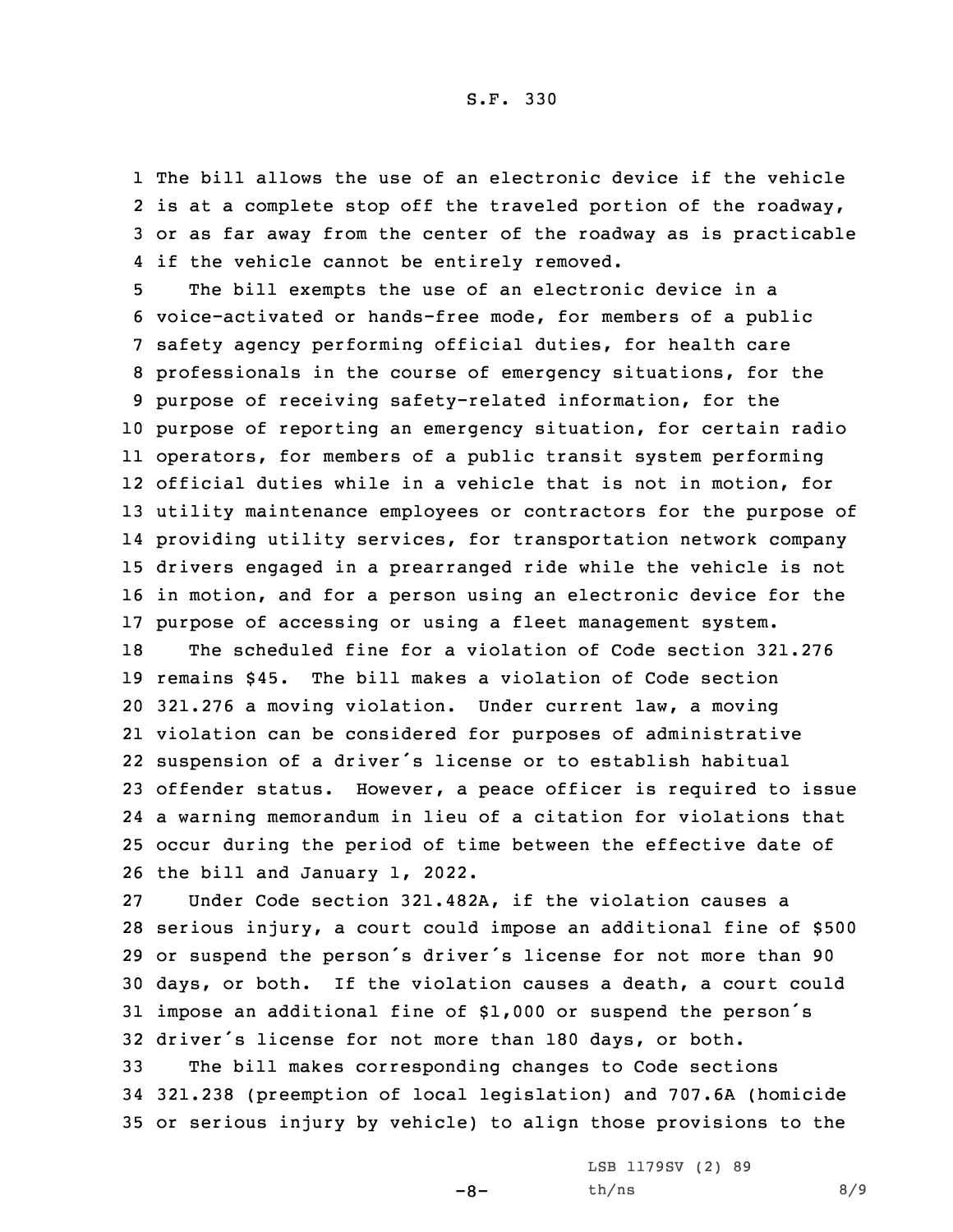The bill allows the use of an electronic device if the vehicle is at a complete stop off the traveled portion of the roadway, or as far away from the center of the roadway as is practicable if the vehicle cannot be entirely removed.

The bill exempts the use of an electronic device in a voice-activated or hands-free mode, for members of a public safety agency performing official duties, for health care professionals in the course of emergency situations, for the purpose of receiving safety-related information, for the purpose of reporting an emergency situation, for certain radio operators, for members of a public transit system performing official duties while in a vehicle that is not in motion, for utility maintenance employees or contractors for the purpose of providing utility services, for transportation network company drivers engaged in a prearranged ride while the vehicle is not in motion, and for a person using an electronic device for the purpose of accessing or using a fleet management system.

The scheduled fine for a violation of Code section 321.276 remains $45. The bill makes a violation of Code section 321.276 a moving violation. Under current law, a moving violation can be considered for purposes of administrative suspension of a driver's license or to establish habitual offender status. However, a peace officer is required to issue a warning memorandum in lieu of a citation for violations that occur during the period of time between the effective date of the bill and January 1, 2022.

Under Code section 321.482A, if the violation causes a serious injury, a court could impose an additional fine of $500 or suspend the person's driver's license for not more than 90 days, or both. If the violation causes a death, a court could impose an additional fine of $1,000 or suspend the person's driver's license for not more than 180 days, or both.

The bill makes corresponding changes to Code sections 321.238 (preemption of local legislation) and 707.6A (homicide or serious injury by vehicle) to align those provisions to the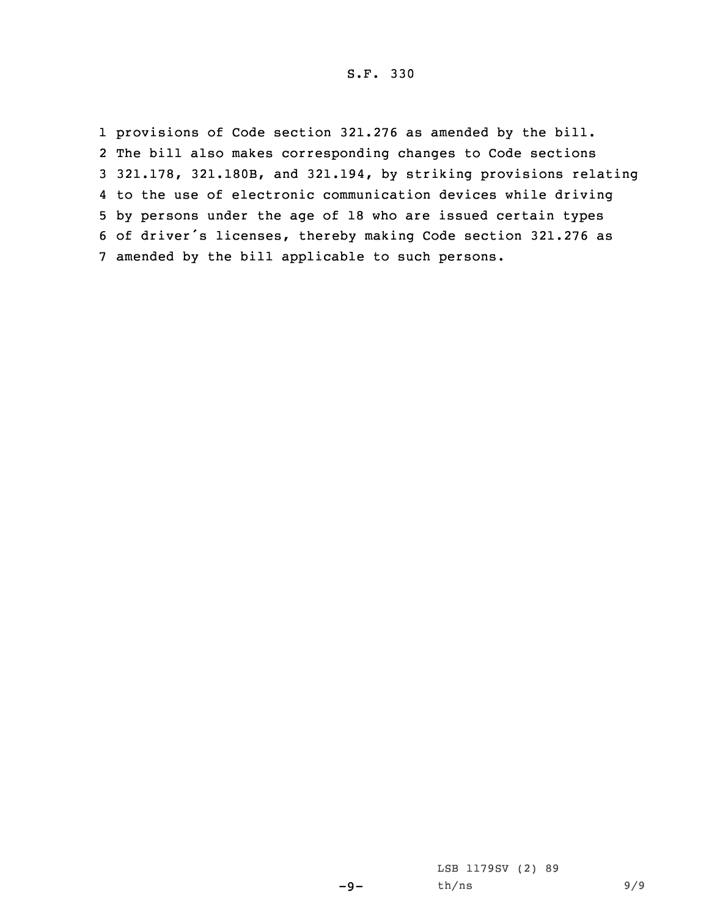provisions of Code section 321.276 as amended by the bill.
The bill also makes corresponding changes to Code sections 321.178, 321.180B, and 321.194, by striking provisions relating to the use of electronic communication devices while driving by persons under the age of 18 who are issued certain types of driver's licenses, thereby making Code section 321.276 as amended by the bill applicable to such persons.

LSB 1179SV (2) 89
th/ns